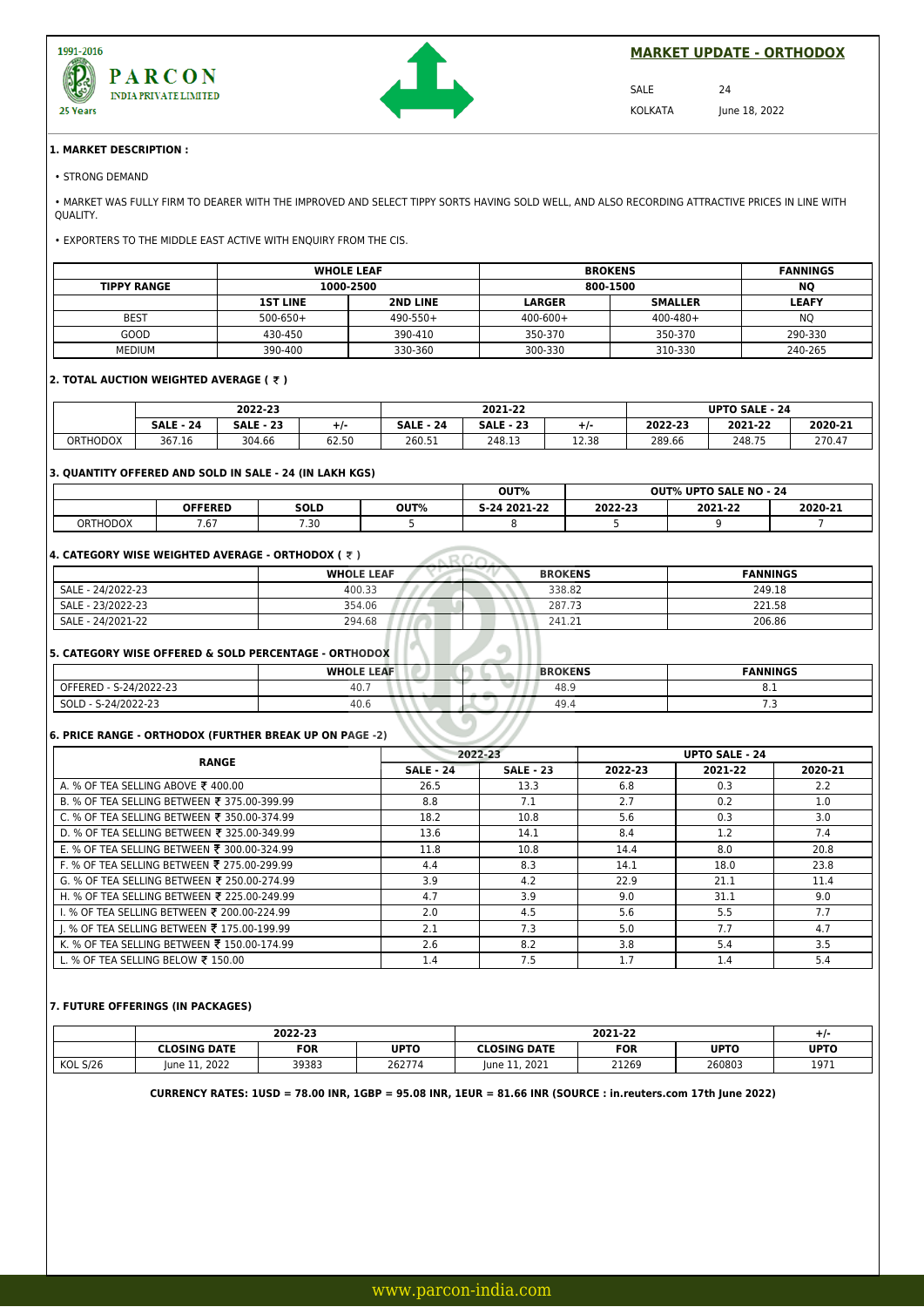PARCON INDIA PRIVATE LIMITED

1991-2016 25 Years

## MARKET UPDATE - ORTHODOX

SALE 24

KOLKATA June 18, 2022

### 1. MARKET DESCRIPTION :

- STRONG DEMAND
- MARKET WAS FULLY FIRM TO DEARER WITH THE IMPROVED AND SELECT TIPPY SORTS HAVING SOLD WELL, AND ALSO RECORDING ATTRACTIVE PRICES IN LINE WITH QUALITY.
- EXPORTERS TO THE MIDDLE EAST ACTIVE WITH ENQUIRY FROM THE CIS.

| | WHOLE LEAF | | BROKENS | | FANNINGS |
|---|---|---|---|---|---|
| TIPPY RANGE | 1000-2500 | | 800-1500 | | NQ |
| | 1ST LINE | 2ND LINE | LARGER | SMALLER | LEAFY |
| BEST | 500-650+ | 490-550+ | 400-600+ | 400-480+ | NQ |
| GOOD | 430-450 | 390-410 | 350-370 | 350-370 | 290-330 |
| MEDIUM | 390-400 | 330-360 | 300-330 | 310-330 | 240-265 |

### 2. TOTAL AUCTION WEIGHTED AVERAGE ( ₹ )

| | 2022-23 | | | 2021-22 | | | UPTO SALE - 24 | | |
|---|---|---|---|---|---|---|---|---|---|
| | SALE - 24 | SALE - 23 | +/- | SALE - 24 | SALE - 23 | +/- | 2022-23 | 2021-22 | 2020-21 |
| ORTHODOX | 367.16 | 304.66 | 62.50 | 260.51 | 248.13 | 12.38 | 289.66 | 248.75 | 270.47 |

### 3. QUANTITY OFFERED AND SOLD IN SALE - 24 (IN LAKH KGS)

| | OFFERED | SOLD | OUT% | OUT% S-24 2021-22 | OUT% UPTO SALE NO - 24 2022-23 | 2021-22 | 2020-21 |
|---|---|---|---|---|---|---|---|
| ORTHODOX | 7.67 | 7.30 | 5 | 8 | 5 | 9 | 7 |

### 4. CATEGORY WISE WEIGHTED AVERAGE - ORTHODOX ( ₹ )

| | WHOLE LEAF | BROKENS | FANNINGS |
|---|---|---|---|
| SALE - 24/2022-23 | 400.33 | 338.82 | 249.18 |
| SALE - 23/2022-23 | 354.06 | 287.73 | 221.58 |
| SALE - 24/2021-22 | 294.68 | 241.21 | 206.86 |

### 5. CATEGORY WISE OFFERED & SOLD PERCENTAGE - ORTHODOX

| | WHOLE LEAF | BROKENS | FANNINGS |
|---|---|---|---|
| OFFERED - S-24/2022-23 | 40.7 | 48.9 | 8.1 |
| SOLD - S-24/2022-23 | 40.6 | 49.4 | 7.3 |

### 6. PRICE RANGE - ORTHODOX (FURTHER BREAK UP ON PAGE -2)

| RANGE | 2022-23 | | UPTO SALE - 24 | | |
|---|---|---|---|---|---|
| | SALE - 24 | SALE - 23 | 2022-23 | 2021-22 | 2020-21 |
| A. % OF TEA SELLING ABOVE ₹ 400.00 | 26.5 | 13.3 | 6.8 | 0.3 | 2.2 |
| B. % OF TEA SELLING BETWEEN ₹ 375.00-399.99 | 8.8 | 7.1 | 2.7 | 0.2 | 1.0 |
| C. % OF TEA SELLING BETWEEN ₹ 350.00-374.99 | 18.2 | 10.8 | 5.6 | 0.3 | 3.0 |
| D. % OF TEA SELLING BETWEEN ₹ 325.00-349.99 | 13.6 | 14.1 | 8.4 | 1.2 | 7.4 |
| E. % OF TEA SELLING BETWEEN ₹ 300.00-324.99 | 11.8 | 10.8 | 14.4 | 8.0 | 20.8 |
| F. % OF TEA SELLING BETWEEN ₹ 275.00-299.99 | 4.4 | 8.3 | 14.1 | 18.0 | 23.8 |
| G. % OF TEA SELLING BETWEEN ₹ 250.00-274.99 | 3.9 | 4.2 | 22.9 | 21.1 | 11.4 |
| H. % OF TEA SELLING BETWEEN ₹ 225.00-249.99 | 4.7 | 3.9 | 9.0 | 31.1 | 9.0 |
| I. % OF TEA SELLING BETWEEN ₹ 200.00-224.99 | 2.0 | 4.5 | 5.6 | 5.5 | 7.7 |
| J. % OF TEA SELLING BETWEEN ₹ 175.00-199.99 | 2.1 | 7.3 | 5.0 | 7.7 | 4.7 |
| K. % OF TEA SELLING BETWEEN ₹ 150.00-174.99 | 2.6 | 8.2 | 3.8 | 5.4 | 3.5 |
| L. % OF TEA SELLING BELOW ₹ 150.00 | 1.4 | 7.5 | 1.7 | 1.4 | 5.4 |

### 7. FUTURE OFFERINGS (IN PACKAGES)

| | 2022-23 | | | 2021-22 | | | +/- |
|---|---|---|---|---|---|---|---|
| | CLOSING DATE | FOR | UPTO | CLOSING DATE | FOR | UPTO | UPTO |
| KOL S/26 | June 11, 2022 | 39383 | 262774 | June 11, 2021 | 21269 | 260803 | 1971 |

**CURRENCY RATES: 1USD = 78.00 INR, 1GBP = 95.08 INR, 1EUR = 81.66 INR (SOURCE : in.reuters.com 17th June 2022)**

www.parcon-india.com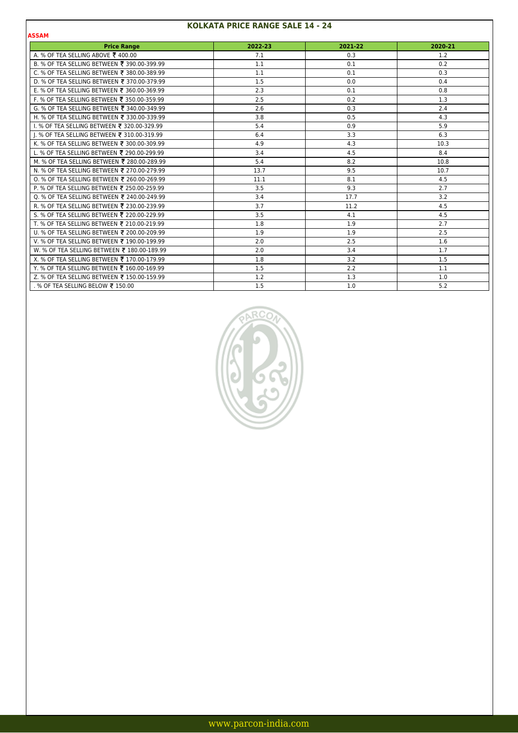## KOLKATA PRICE RANGE SALE 14 - 24

**ASSAM**

| Price Range | 2022-23 | 2021-22 | 2020-21 |
|---|---|---|---|
| A. % OF TEA SELLING ABOVE ₹ 400.00 | 7.1 | 0.3 | 1.2 |
| B. % OF TEA SELLING BETWEEN ₹ 390.00-399.99 | 1.1 | 0.1 | 0.2 |
| C. % OF TEA SELLING BETWEEN ₹ 380.00-389.99 | 1.1 | 0.1 | 0.3 |
| D. % OF TEA SELLING BETWEEN ₹ 370.00-379.99 | 1.5 | 0.0 | 0.4 |
| E. % OF TEA SELLING BETWEEN ₹ 360.00-369.99 | 2.3 | 0.1 | 0.8 |
| F. % OF TEA SELLING BETWEEN ₹ 350.00-359.99 | 2.5 | 0.2 | 1.3 |
| G. % OF TEA SELLING BETWEEN ₹ 340.00-349.99 | 2.6 | 0.3 | 2.4 |
| H. % OF TEA SELLING BETWEEN ₹ 330.00-339.99 | 3.8 | 0.5 | 4.3 |
| I. % OF TEA SELLING BETWEEN ₹ 320.00-329.99 | 5.4 | 0.9 | 5.9 |
| J. % OF TEA SELLING BETWEEN ₹ 310.00-319.99 | 6.4 | 3.3 | 6.3 |
| K. % OF TEA SELLING BETWEEN ₹ 300.00-309.99 | 4.9 | 4.3 | 10.3 |
| L. % OF TEA SELLING BETWEEN ₹ 290.00-299.99 | 3.4 | 4.5 | 8.4 |
| M. % OF TEA SELLING BETWEEN ₹ 280.00-289.99 | 5.4 | 8.2 | 10.8 |
| N. % OF TEA SELLING BETWEEN ₹ 270.00-279.99 | 13.7 | 9.5 | 10.7 |
| O. % OF TEA SELLING BETWEEN ₹ 260.00-269.99 | 11.1 | 8.1 | 4.5 |
| P. % OF TEA SELLING BETWEEN ₹ 250.00-259.99 | 3.5 | 9.3 | 2.7 |
| Q. % OF TEA SELLING BETWEEN ₹ 240.00-249.99 | 3.4 | 17.7 | 3.2 |
| R. % OF TEA SELLING BETWEEN ₹ 230.00-239.99 | 3.7 | 11.2 | 4.5 |
| S. % OF TEA SELLING BETWEEN ₹ 220.00-229.99 | 3.5 | 4.1 | 4.5 |
| T. % OF TEA SELLING BETWEEN ₹ 210.00-219.99 | 1.8 | 1.9 | 2.7 |
| U. % OF TEA SELLING BETWEEN ₹ 200.00-209.99 | 1.9 | 1.9 | 2.5 |
| V. % OF TEA SELLING BETWEEN ₹ 190.00-199.99 | 2.0 | 2.5 | 1.6 |
| W. % OF TEA SELLING BETWEEN ₹ 180.00-189.99 | 2.0 | 3.4 | 1.7 |
| X. % OF TEA SELLING BETWEEN ₹ 170.00-179.99 | 1.8 | 3.2 | 1.5 |
| Y. % OF TEA SELLING BETWEEN ₹ 160.00-169.99 | 1.5 | 2.2 | 1.1 |
| Z. % OF TEA SELLING BETWEEN ₹ 150.00-159.99 | 1.2 | 1.3 | 1.0 |
| . % OF TEA SELLING BELOW ₹ 150.00 | 1.5 | 1.0 | 5.2 |

www.parcon-india.com